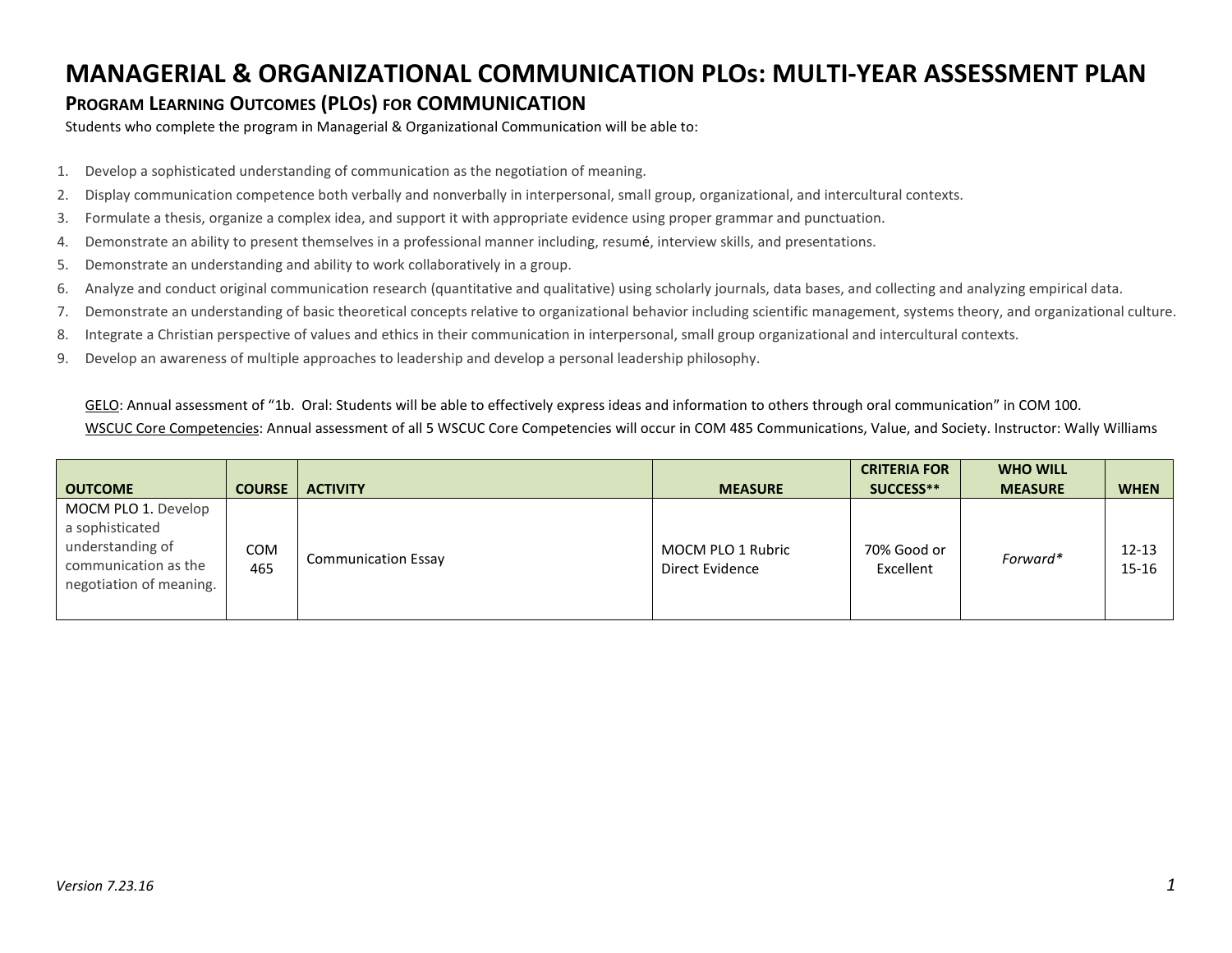# MANAGERIAL & ORGANIZATIONAL COMMUNICATION PLOs: MULTI-YEAR ASSESSMENT PLAN

## PROGRAM LEARNING OUTCOMES (PLOs) FOR COMMUNICATION

Students who complete the program in Managerial & Organizational Communication will be able to:

1. Develop a sophisticated understanding of communication as the negotiation of meaning.
2. Display communication competence both verbally and nonverbally in interpersonal, small group, organizational, and intercultural contexts.
3. Formulate a thesis, organize a complex idea, and support it with appropriate evidence using proper grammar and punctuation.
4. Demonstrate an ability to present themselves in a professional manner including, resumé, interview skills, and presentations.
5. Demonstrate an understanding and ability to work collaboratively in a group.
6. Analyze and conduct original communication research (quantitative and qualitative) using scholarly journals, data bases, and collecting and analyzing empirical data.
7. Demonstrate an understanding of basic theoretical concepts relative to organizational behavior including scientific management, systems theory, and organizational culture.
8. Integrate a Christian perspective of values and ethics in their communication in interpersonal, small group organizational and intercultural contexts.
9. Develop an awareness of multiple approaches to leadership and develop a personal leadership philosophy.

GELO: Annual assessment of "1b. Oral: Students will be able to effectively express ideas and information to others through oral communication" in COM 100.

WSCUC Core Competencies: Annual assessment of all 5 WSCUC Core Competencies will occur in COM 485 Communications, Value, and Society. Instructor: Wally Williams

| OUTCOME | COURSE | ACTIVITY | MEASURE | CRITERIA FOR SUCCESS** | WHO WILL MEASURE | WHEN |
|---|---|---|---|---|---|---|
| MOCM PLO 1. Develop a sophisticated understanding of communication as the negotiation of meaning. | COM 465 | Communication Essay | MOCM PLO 1 Rubric Direct Evidence | 70% Good or Excellent | *Forward** | 12-13 15-16 |

*Version 7.23.16*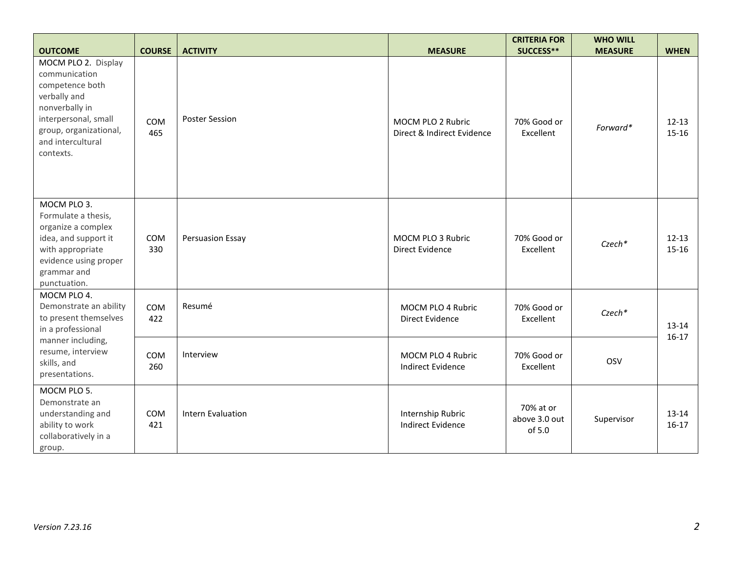| OUTCOME | COURSE | ACTIVITY | MEASURE | CRITERIA FOR SUCCESS** | WHO WILL MEASURE | WHEN |
|---|---|---|---|---|---|---|
| MOCM PLO 2. Display communication competence both verbally and nonverbally in interpersonal, small group, organizational, and intercultural contexts. | COM 465 | Poster Session | MOCM PLO 2 Rubric Direct & Indirect Evidence | 70% Good or Excellent | *Forward** | 12-13 15-16 |
| MOCM PLO 3. Formulate a thesis, organize a complex idea, and support it with appropriate evidence using proper grammar and punctuation. | COM 330 | Persuasion Essay | MOCM PLO 3 Rubric Direct Evidence | 70% Good or Excellent | *Czech** | 12-13 15-16 |
| MOCM PLO 4. Demonstrate an ability to present themselves in a professional manner including, resume, interview skills, and presentations. | COM 422 | Resumé | MOCM PLO 4 Rubric Direct Evidence | 70% Good or Excellent | *Czech** | 13-14 16-17 |
| | COM 260 | Interview | MOCM PLO 4 Rubric Indirect Evidence | 70% Good or Excellent | OSV | |
| MOCM PLO 5. Demonstrate an understanding and ability to work collaboratively in a group. | COM 421 | Intern Evaluation | Internship Rubric Indirect Evidence | 70% at or above 3.0 out of 5.0 | Supervisor | 13-14 16-17 |

*Version 7.23.16*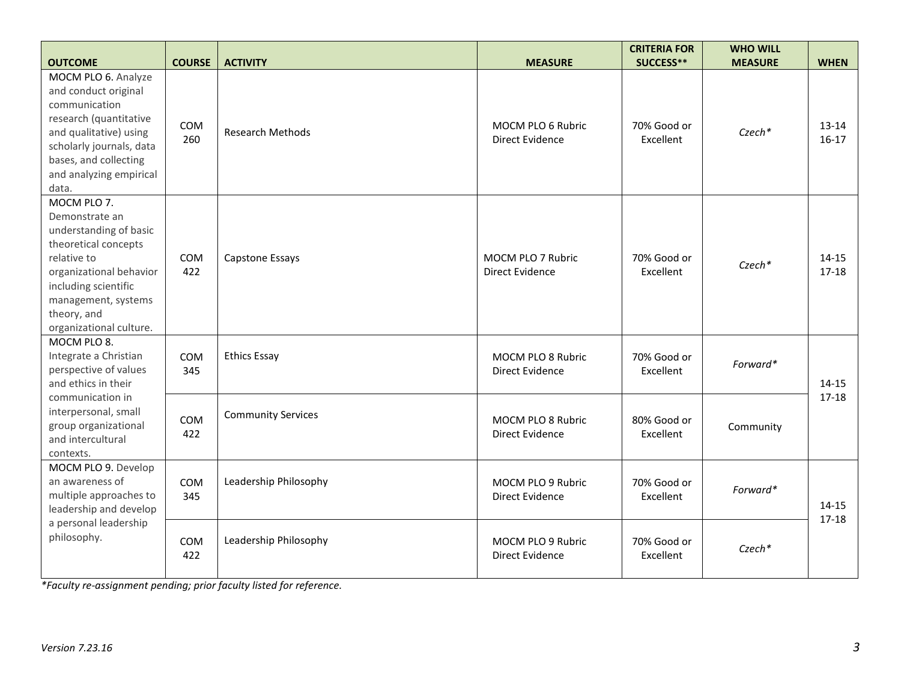| OUTCOME | COURSE | ACTIVITY | MEASURE | CRITERIA FOR SUCCESS** | WHO WILL MEASURE | WHEN |
|---|---|---|---|---|---|---|
| MOCM PLO 6. Analyze and conduct original communication research (quantitative and qualitative) using scholarly journals, data bases, and collecting and analyzing empirical data. | COM 260 | Research Methods | MOCM PLO 6 Rubric Direct Evidence | 70% Good or Excellent | *Czech** | 13-14 16-17 |
| MOCM PLO 7. Demonstrate an understanding of basic theoretical concepts relative to organizational behavior including scientific management, systems theory, and organizational culture. | COM 422 | Capstone Essays | MOCM PLO 7 Rubric Direct Evidence | 70% Good or Excellent | *Czech** | 14-15 17-18 |
| MOCM PLO 8. Integrate a Christian perspective of values and ethics in their communication in interpersonal, small group organizational and intercultural contexts. | COM 345 | Ethics Essay | MOCM PLO 8 Rubric Direct Evidence | 70% Good or Excellent | *Forward** | 14-15 17-18 |
| | COM 422 | Community Services | MOCM PLO 8 Rubric Direct Evidence | 80% Good or Excellent | Community | |
| MOCM PLO 9. Develop an awareness of multiple approaches to leadership and develop a personal leadership philosophy. | COM 345 | Leadership Philosophy | MOCM PLO 9 Rubric Direct Evidence | 70% Good or Excellent | *Forward** | 14-15 17-18 |
| | COM 422 | Leadership Philosophy | MOCM PLO 9 Rubric Direct Evidence | 70% Good or Excellent | *Czech** | |

*\*Faculty re-assignment pending; prior faculty listed for reference.*

*Version 7.23.16*